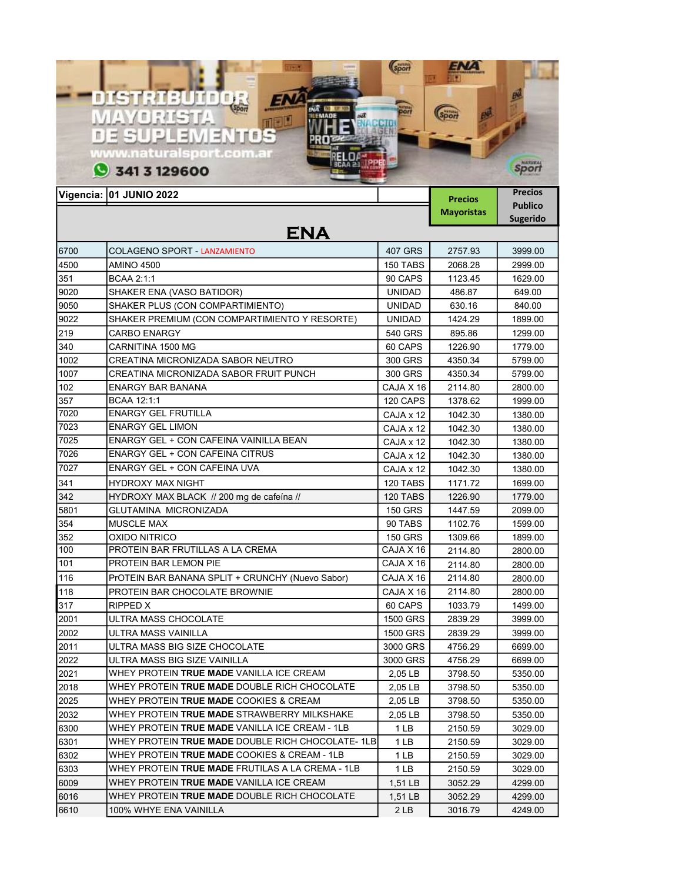DISTRIBUIDOR MAYORISTA DE SUPLEMENTOS

www.naturalsport.com.ar

341 3 129600

| Vigencia: | 01 JUNIO 2022 | | Precios Mayoristas | Precios Publico Sugerido |
|---|---|---|---|---|
| | **ENA** | | | |
| 6700 | COLAGENO SPORT - LANZAMIENTO | 407 GRS | 2757.93 | 3999.00 |
| 4500 | AMINO 4500 | 150 TABS | 2068.28 | 2999.00 |
| 351 | BCAA 2:1:1 | 90 CAPS | 1123.45 | 1629.00 |
| 9020 | SHAKER ENA (VASO BATIDOR) | UNIDAD | 486.87 | 649.00 |
| 9050 | SHAKER PLUS (CON COMPARTIMIENTO) | UNIDAD | 630.16 | 840.00 |
| 9022 | SHAKER PREMIUM (CON COMPARTIMIENTO Y RESORTE) | UNIDAD | 1424.29 | 1899.00 |
| 219 | CARBO ENARGY | 540 GRS | 895.86 | 1299.00 |
| 340 | CARNITINA 1500 MG | 60 CAPS | 1226.90 | 1779.00 |
| 1002 | CREATINA MICRONIZADA SABOR NEUTRO | 300 GRS | 4350.34 | 5799.00 |
| 1007 | CREATINA MICRONIZADA SABOR FRUIT PUNCH | 300 GRS | 4350.34 | 5799.00 |
| 102 | ENARGY BAR BANANA | CAJA X 16 | 2114.80 | 2800.00 |
| 357 | BCAA 12:1:1 | 120 CAPS | 1378.62 | 1999.00 |
| 7020 | ENARGY GEL FRUTILLA | CAJA x 12 | 1042.30 | 1380.00 |
| 7023 | ENARGY GEL LIMON | CAJA x 12 | 1042.30 | 1380.00 |
| 7025 | ENARGY GEL + CON CAFEINA VAINILLA BEAN | CAJA x 12 | 1042.30 | 1380.00 |
| 7026 | ENARGY GEL + CON CAFEINA CITRUS | CAJA x 12 | 1042.30 | 1380.00 |
| 7027 | ENARGY GEL + CON CAFEINA UVA | CAJA x 12 | 1042.30 | 1380.00 |
| 341 | HYDROXY MAX NIGHT | 120 TABS | 1171.72 | 1699.00 |
| 342 | HYDROXY MAX BLACK // 200 mg de cafeína // | 120 TABS | 1226.90 | 1779.00 |
| 5801 | GLUTAMINA MICRONIZADA | 150 GRS | 1447.59 | 2099.00 |
| 354 | MUSCLE MAX | 90 TABS | 1102.76 | 1599.00 |
| 352 | OXIDO NITRICO | 150 GRS | 1309.66 | 1899.00 |
| 100 | PROTEIN BAR FRUTILLAS A LA CREMA | CAJA X 16 | 2114.80 | 2800.00 |
| 101 | PROTEIN BAR LEMON PIE | CAJA X 16 | 2114.80 | 2800.00 |
| 116 | PrOTEIN BAR BANANA SPLIT + CRUNCHY (Nuevo Sabor) | CAJA X 16 | 2114.80 | 2800.00 |
| 118 | PROTEIN BAR CHOCOLATE BROWNIE | CAJA X 16 | 2114.80 | 2800.00 |
| 317 | RIPPED X | 60 CAPS | 1033.79 | 1499.00 |
| 2001 | ULTRA MASS CHOCOLATE | 1500 GRS | 2839.29 | 3999.00 |
| 2002 | ULTRA MASS VAINILLA | 1500 GRS | 2839.29 | 3999.00 |
| 2011 | ULTRA MASS BIG SIZE CHOCOLATE | 3000 GRS | 4756.29 | 6699.00 |
| 2022 | ULTRA MASS BIG SIZE VAINILLA | 3000 GRS | 4756.29 | 6699.00 |
| 2021 | WHEY PROTEIN **TRUE MADE** VANILLA ICE CREAM | 2,05 LB | 3798.50 | 5350.00 |
| 2018 | WHEY PROTEIN **TRUE MADE** DOUBLE RICH CHOCOLATE | 2,05 LB | 3798.50 | 5350.00 |
| 2025 | WHEY PROTEIN **TRUE MADE** COOKIES & CREAM | 2,05 LB | 3798.50 | 5350.00 |
| 2032 | WHEY PROTEIN **TRUE MADE** STRAWBERRY MILKSHAKE | 2,05 LB | 3798.50 | 5350.00 |
| 6300 | WHEY PROTEIN **TRUE MADE** VANILLA ICE CREAM - 1LB | 1 LB | 2150.59 | 3029.00 |
| 6301 | WHEY PROTEIN **TRUE MADE** DOUBLE RICH CHOCOLATE- 1LB | 1 LB | 2150.59 | 3029.00 |
| 6302 | WHEY PROTEIN **TRUE MADE** COOKIES & CREAM - 1LB | 1 LB | 2150.59 | 3029.00 |
| 6303 | WHEY PROTEIN **TRUE MADE** FRUTILAS A LA CREMA - 1LB | 1 LB | 2150.59 | 3029.00 |
| 6009 | WHEY PROTEIN **TRUE MADE** VANILLA ICE CREAM | 1,51 LB | 3052.29 | 4299.00 |
| 6016 | WHEY PROTEIN **TRUE MADE** DOUBLE RICH CHOCOLATE | 1,51 LB | 3052.29 | 4299.00 |
| 6610 | 100% WHYE ENA VAINILLA | 2 LB | 3016.79 | 4249.00 |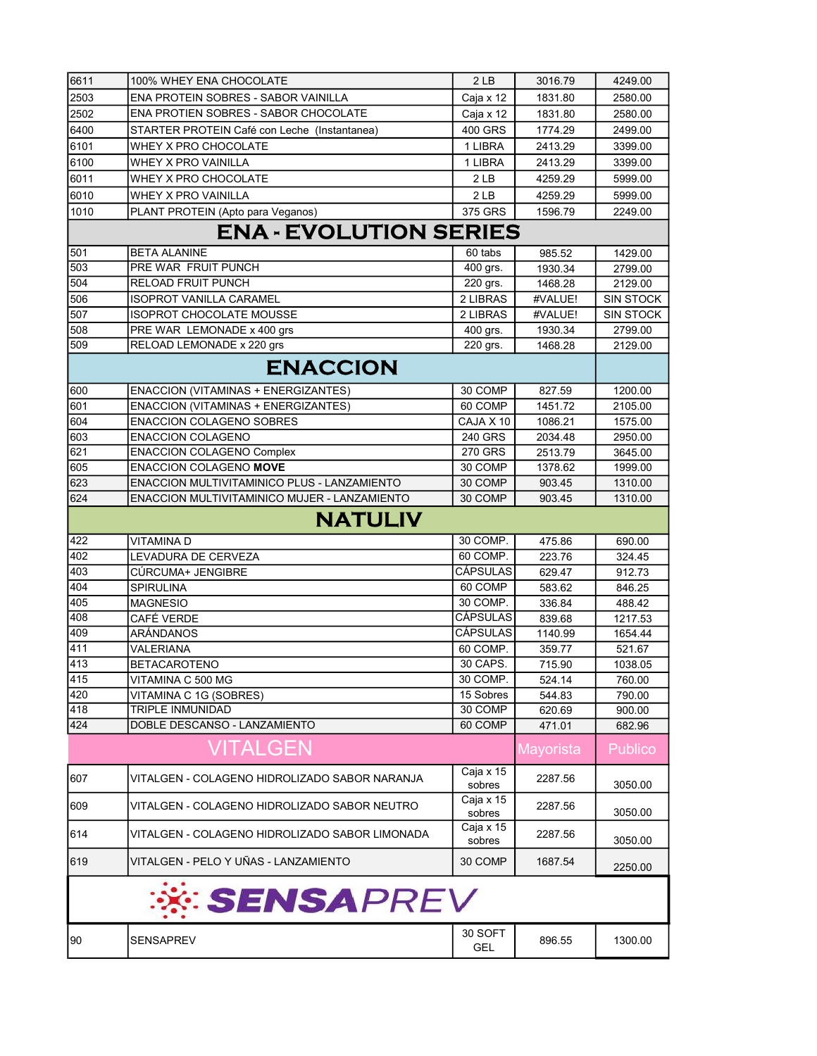| | | | | |
|---|---|---|---|---|
| 6611 | 100% WHEY ENA CHOCOLATE | 2 LB | 3016.79 | 4249.00 |
| 2503 | ENA PROTEIN SOBRES - SABOR VAINILLA | Caja x 12 | 1831.80 | 2580.00 |
| 2502 | ENA PROTIEN SOBRES - SABOR CHOCOLATE | Caja x 12 | 1831.80 | 2580.00 |
| 6400 | STARTER PROTEIN Café con Leche (Instantanea) | 400 GRS | 1774.29 | 2499.00 |
| 6101 | WHEY X PRO CHOCOLATE | 1 LIBRA | 2413.29 | 3399.00 |
| 6100 | WHEY X PRO VAINILLA | 1 LIBRA | 2413.29 | 3399.00 |
| 6011 | WHEY X PRO CHOCOLATE | 2 LB | 4259.29 | 5999.00 |
| 6010 | WHEY X PRO VAINILLA | 2 LB | 4259.29 | 5999.00 |
| 1010 | PLANT PROTEIN (Apto para Veganos) | 375 GRS | 1596.79 | 2249.00 |
| **ENA - EVOLUTION SERIES** | | | | |
| 501 | BETA ALANINE | 60 tabs | 985.52 | 1429.00 |
| 503 | PRE WAR FRUIT PUNCH | 400 grs. | 1930.34 | 2799.00 |
| 504 | RELOAD FRUIT PUNCH | 220 grs. | 1468.28 | 2129.00 |
| 506 | ISOPROT VANILLA CARAMEL | 2 LIBRAS | #VALUE! | SIN STOCK |
| 507 | ISOPROT CHOCOLATE MOUSSE | 2 LIBRAS | #VALUE! | SIN STOCK |
| 508 | PRE WAR LEMONADE x 400 grs | 400 grs. | 1930.34 | 2799.00 |
| 509 | RELOAD LEMONADE x 220 grs | 220 grs. | 1468.28 | 2129.00 |
| **ENACCION** | | | | |
| 600 | ENACCION (VITAMINAS + ENERGIZANTES) | 30 COMP | 827.59 | 1200.00 |
| 601 | ENACCION (VITAMINAS + ENERGIZANTES) | 60 COMP | 1451.72 | 2105.00 |
| 604 | ENACCION COLAGENO SOBRES | CAJA X 10 | 1086.21 | 1575.00 |
| 603 | ENACCION COLAGENO | 240 GRS | 2034.48 | 2950.00 |
| 621 | ENACCION COLAGENO Complex | 270 GRS | 2513.79 | 3645.00 |
| 605 | ENACCION COLAGENO **MOVE** | 30 COMP | 1378.62 | 1999.00 |
| 623 | ENACCION MULTIVITAMINICO PLUS - LANZAMIENTO | 30 COMP | 903.45 | 1310.00 |
| 624 | ENACCION MULTIVITAMINICO MUJER - LANZAMIENTO | 30 COMP | 903.45 | 1310.00 |
| **NATULIV** | | | | |
| 422 | VITAMINA D | 30 COMP. | 475.86 | 690.00 |
| 402 | LEVADURA DE CERVEZA | 60 COMP. | 223.76 | 324.45 |
| 403 | CÚRCUMA+ JENGIBRE | CÁPSULAS | 629.47 | 912.73 |
| 404 | SPIRULINA | 60 COMP | 583.62 | 846.25 |
| 405 | MAGNESIO | 30 COMP. | 336.84 | 488.42 |
| 408 | CAFÉ VERDE | CÁPSULAS | 839.68 | 1217.53 |
| 409 | ARÁNDANOS | CÁPSULAS | 1140.99 | 1654.44 |
| 411 | VALERIANA | 60 COMP. | 359.77 | 521.67 |
| 413 | BETACAROTENO | 30 CAPS. | 715.90 | 1038.05 |
| 415 | VITAMINA C 500 MG | 30 COMP. | 524.14 | 760.00 |
| 420 | VITAMINA C 1G (SOBRES) | 15 Sobres | 544.83 | 790.00 |
| 418 | TRIPLE INMUNIDAD | 30 COMP | 620.69 | 900.00 |
| 424 | DOBLE DESCANSO - LANZAMIENTO | 60 COMP | 471.01 | 682.96 |
| VITALGEN | | | Mayorista | Publico |
| 607 | VITALGEN - COLAGENO HIDROLIZADO SABOR NARANJA | Caja x 15 sobres | 2287.56 | 3050.00 |
| 609 | VITALGEN - COLAGENO HIDROLIZADO SABOR NEUTRO | Caja x 15 sobres | 2287.56 | 3050.00 |
| 614 | VITALGEN - COLAGENO HIDROLIZADO SABOR LIMONADA | Caja x 15 sobres | 2287.56 | 3050.00 |
| 619 | VITALGEN - PELO Y UÑAS - LANZAMIENTO | 30 COMP | 1687.54 | 2250.00 |
| **SENSAPREV** | | | | |
| 90 | SENSAPREV | 30 SOFT GEL | 896.55 | 1300.00 |